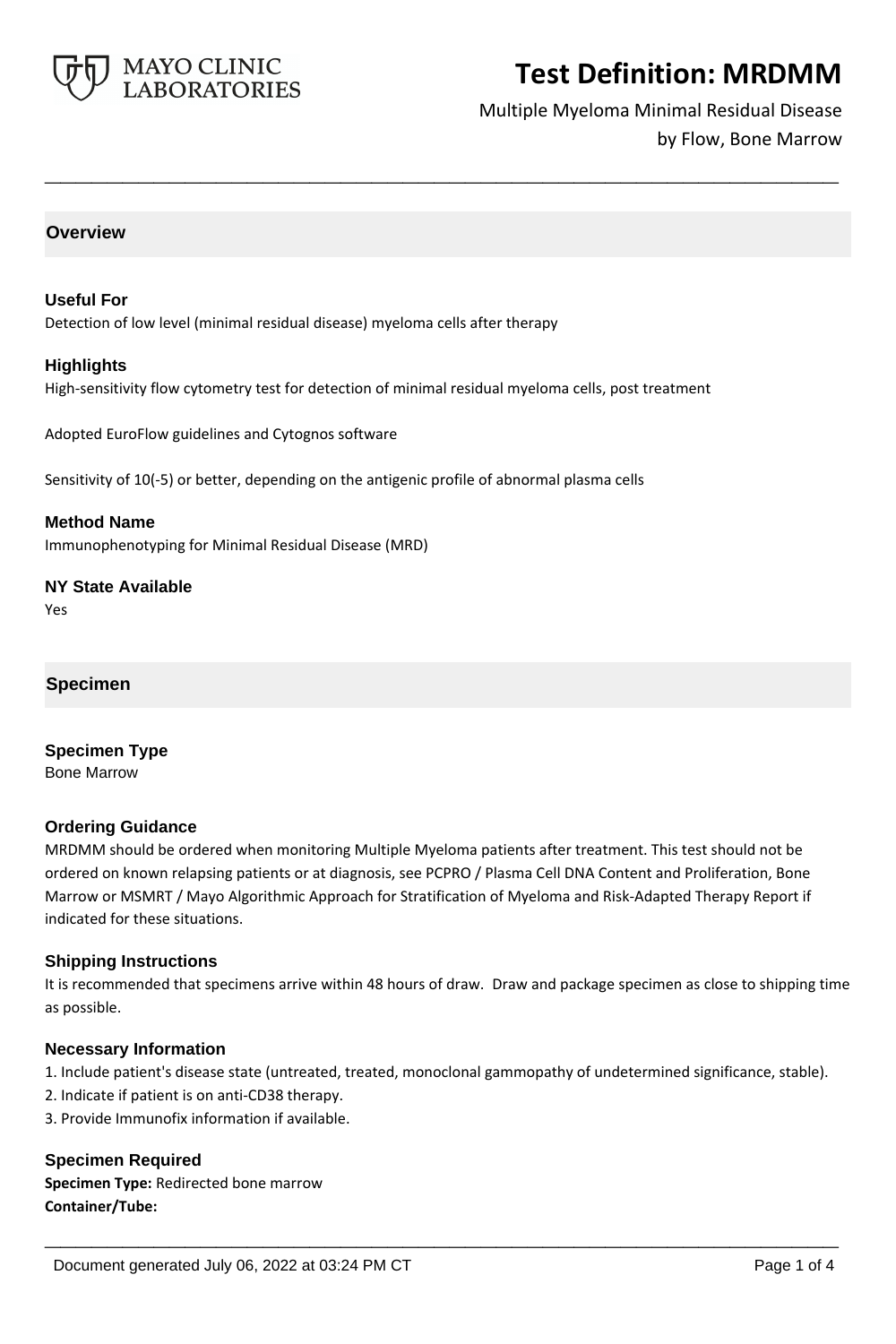# Test Definition: MRDMM

Multiple Myeloma Minimal Residual Disease by Flow, Bone Marrow

## Overview

### Useful For

Detection of low level (minimal residual disease) myeloma cells after therapy

### Highlights

High-sensitivity flow cytometry test for detection of minimal residual myeloma cells, post treatment

Adopted EuroFlow guidelines and Cytognos software

Sensitivity of 10(-5) or better, depending on the antigenic profile of abnormal plasma cells

### Method Name

Immunophenotyping for Minimal Residual Disease (MRD)

### NY State Available

Yes

## Specimen

### Specimen Type

Bone Marrow

### Ordering Guidance

MRDMM should be ordered when monitoring Multiple Myeloma patients after treatment. This test should not be ordered on known relapsing patients or at diagnosis, see PCPRO / Plasma Cell DNA Content and Proliferation, Bone Marrow or MSMRT / Mayo Algorithmic Approach for Stratification of Myeloma and Risk-Adapted Therapy Report if indicated for these situations.

### Shipping Instructions

It is recommended that specimens arrive within 48 hours of draw. Draw and package specimen as close to shipping time as possible.

### Necessary Information

1. Include patient's disease state (untreated, treated, monoclonal gammopathy of undetermined significance, stable).
2. Indicate if patient is on anti-CD38 therapy.
3. Provide Immunofix information if available.

### Specimen Required

**Specimen Type:** Redirected bone marrow

**Container/Tube:**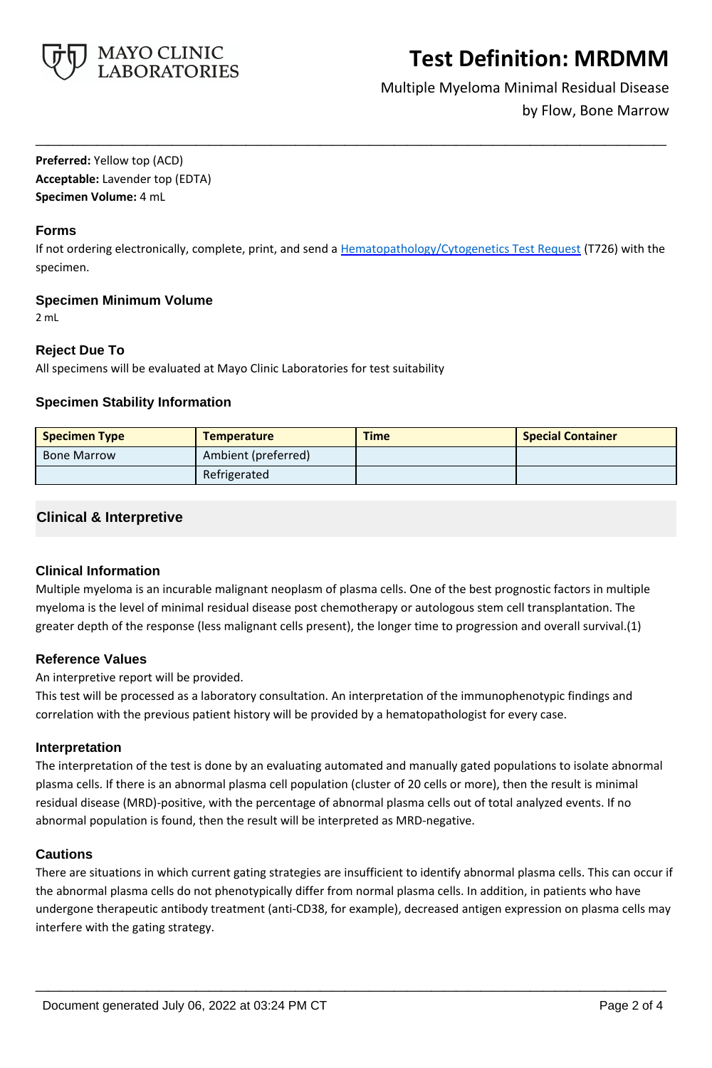**Preferred:** Yellow top (ACD)
**Acceptable:** Lavender top (EDTA)
**Specimen Volume:** 4 mL

### Forms

If not ordering electronically, complete, print, and send a Hematopathology/Cytogenetics Test Request (T726) with the specimen.

### Specimen Minimum Volume

2 mL

### Reject Due To

All specimens will be evaluated at Mayo Clinic Laboratories for test suitability

### Specimen Stability Information

| Specimen Type | Temperature | Time | Special Container |
| --- | --- | --- | --- |
| Bone Marrow | Ambient (preferred) | | |
| | Refrigerated | | |

## Clinical & Interpretive

### Clinical Information

Multiple myeloma is an incurable malignant neoplasm of plasma cells. One of the best prognostic factors in multiple myeloma is the level of minimal residual disease post chemotherapy or autologous stem cell transplantation. The greater depth of the response (less malignant cells present), the longer time to progression and overall survival.(1)

### Reference Values

An interpretive report will be provided.
This test will be processed as a laboratory consultation. An interpretation of the immunophenotypic findings and correlation with the previous patient history will be provided by a hematopathologist for every case.

### Interpretation

The interpretation of the test is done by an evaluating automated and manually gated populations to isolate abnormal plasma cells. If there is an abnormal plasma cell population (cluster of 20 cells or more), then the result is minimal residual disease (MRD)-positive, with the percentage of abnormal plasma cells out of total analyzed events. If no abnormal population is found, then the result will be interpreted as MRD-negative.

### Cautions

There are situations in which current gating strategies are insufficient to identify abnormal plasma cells. This can occur if the abnormal plasma cells do not phenotypically differ from normal plasma cells. In addition, in patients who have undergone therapeutic antibody treatment (anti-CD38, for example), decreased antigen expression on plasma cells may interfere with the gating strategy.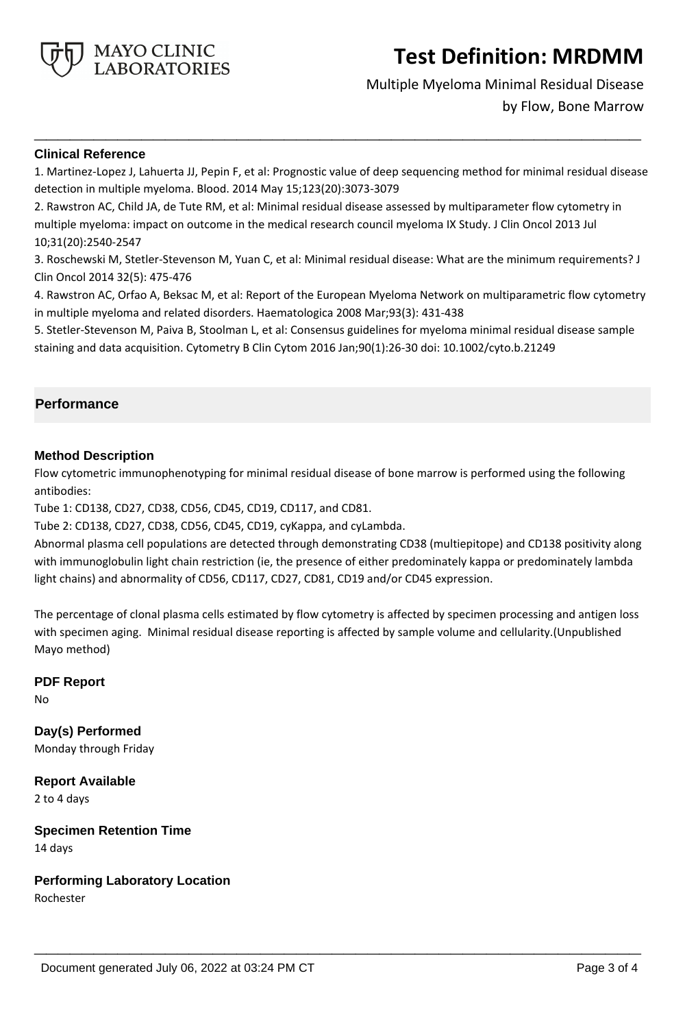### Clinical Reference

1. Martinez-Lopez J, Lahuerta JJ, Pepin F, et al: Prognostic value of deep sequencing method for minimal residual disease detection in multiple myeloma. Blood. 2014 May 15;123(20):3073-3079
2. Rawstron AC, Child JA, de Tute RM, et al: Minimal residual disease assessed by multiparameter flow cytometry in multiple myeloma: impact on outcome in the medical research council myeloma IX Study. J Clin Oncol 2013 Jul 10;31(20):2540-2547
3. Roschewski M, Stetler-Stevenson M, Yuan C, et al: Minimal residual disease: What are the minimum requirements? J Clin Oncol 2014 32(5): 475-476
4. Rawstron AC, Orfao A, Beksac M, et al: Report of the European Myeloma Network on multiparametric flow cytometry in multiple myeloma and related disorders. Haematologica 2008 Mar;93(3): 431-438
5. Stetler-Stevenson M, Paiva B, Stoolman L, et al: Consensus guidelines for myeloma minimal residual disease sample staining and data acquisition. Cytometry B Clin Cytom 2016 Jan;90(1):26-30 doi: 10.1002/cyto.b.21249

## Performance

### Method Description

Flow cytometric immunophenotyping for minimal residual disease of bone marrow is performed using the following antibodies:

Tube 1: CD138, CD27, CD38, CD56, CD45, CD19, CD117, and CD81.

Tube 2: CD138, CD27, CD38, CD56, CD45, CD19, cyKappa, and cyLambda.

Abnormal plasma cell populations are detected through demonstrating CD38 (multiepitope) and CD138 positivity along with immunoglobulin light chain restriction (ie, the presence of either predominately kappa or predominately lambda light chains) and abnormality of CD56, CD117, CD27, CD81, CD19 and/or CD45 expression.

The percentage of clonal plasma cells estimated by flow cytometry is affected by specimen processing and antigen loss with specimen aging. Minimal residual disease reporting is affected by sample volume and cellularity.(Unpublished Mayo method)

### PDF Report

No

### Day(s) Performed

Monday through Friday

### Report Available

2 to 4 days

### Specimen Retention Time

14 days

### Performing Laboratory Location

Rochester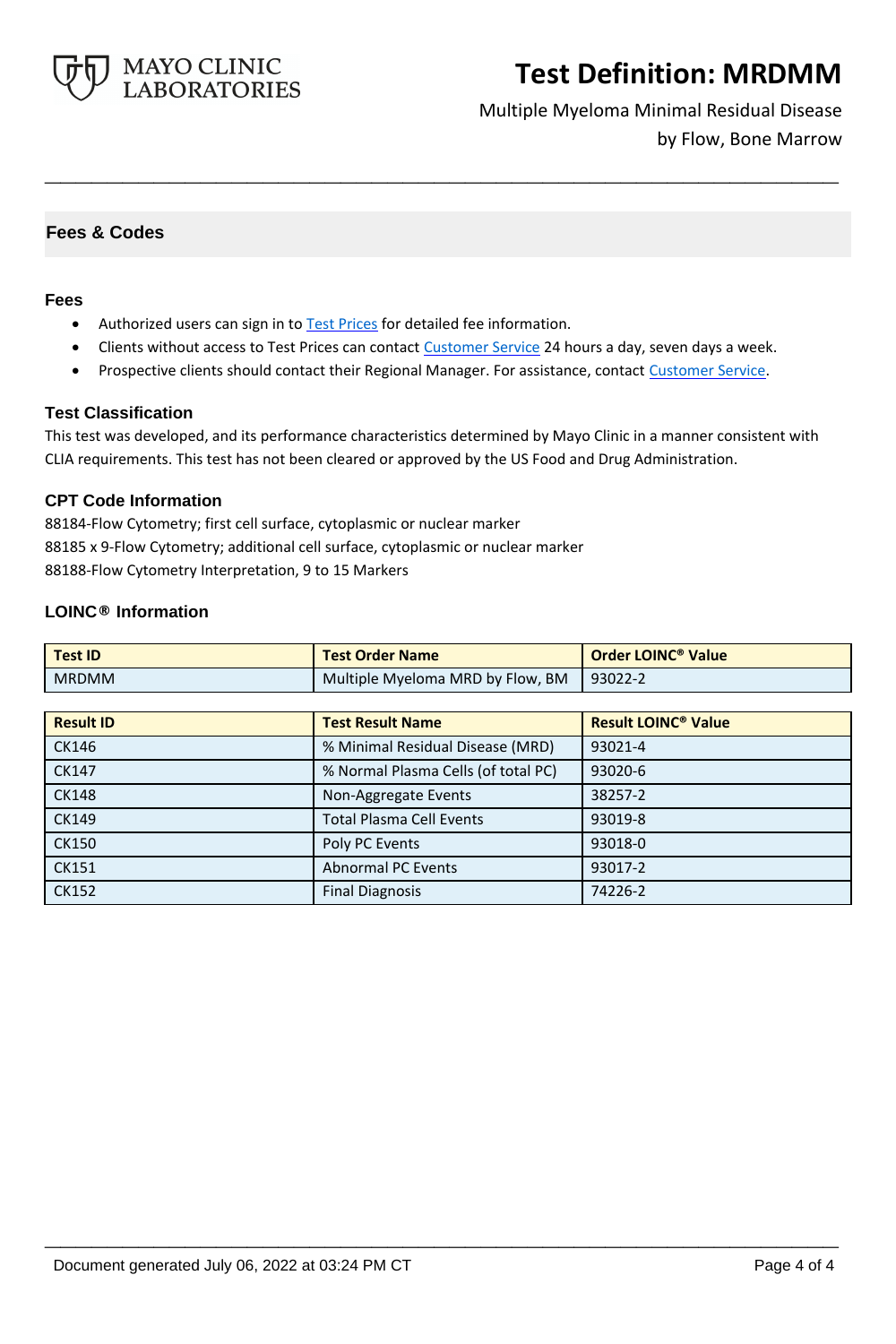## Fees & Codes

### Fees

- Authorized users can sign in to Test Prices for detailed fee information.
- Clients without access to Test Prices can contact Customer Service 24 hours a day, seven days a week.
- Prospective clients should contact their Regional Manager. For assistance, contact Customer Service.

### Test Classification

This test was developed, and its performance characteristics determined by Mayo Clinic in a manner consistent with CLIA requirements. This test has not been cleared or approved by the US Food and Drug Administration.

### CPT Code Information

88184-Flow Cytometry; first cell surface, cytoplasmic or nuclear marker
88185 x 9-Flow Cytometry; additional cell surface, cytoplasmic or nuclear marker
88188-Flow Cytometry Interpretation, 9 to 15 Markers

### LOINC® Information

| Test ID | Test Order Name | Order LOINC® Value |
|---|---|---|
| MRDMM | Multiple Myeloma MRD by Flow, BM | 93022-2 |

| Result ID | Test Result Name | Result LOINC® Value |
|---|---|---|
| CK146 | % Minimal Residual Disease (MRD) | 93021-4 |
| CK147 | % Normal Plasma Cells (of total PC) | 93020-6 |
| CK148 | Non-Aggregate Events | 38257-2 |
| CK149 | Total Plasma Cell Events | 93019-8 |
| CK150 | Poly PC Events | 93018-0 |
| CK151 | Abnormal PC Events | 93017-2 |
| CK152 | Final Diagnosis | 74226-2 |